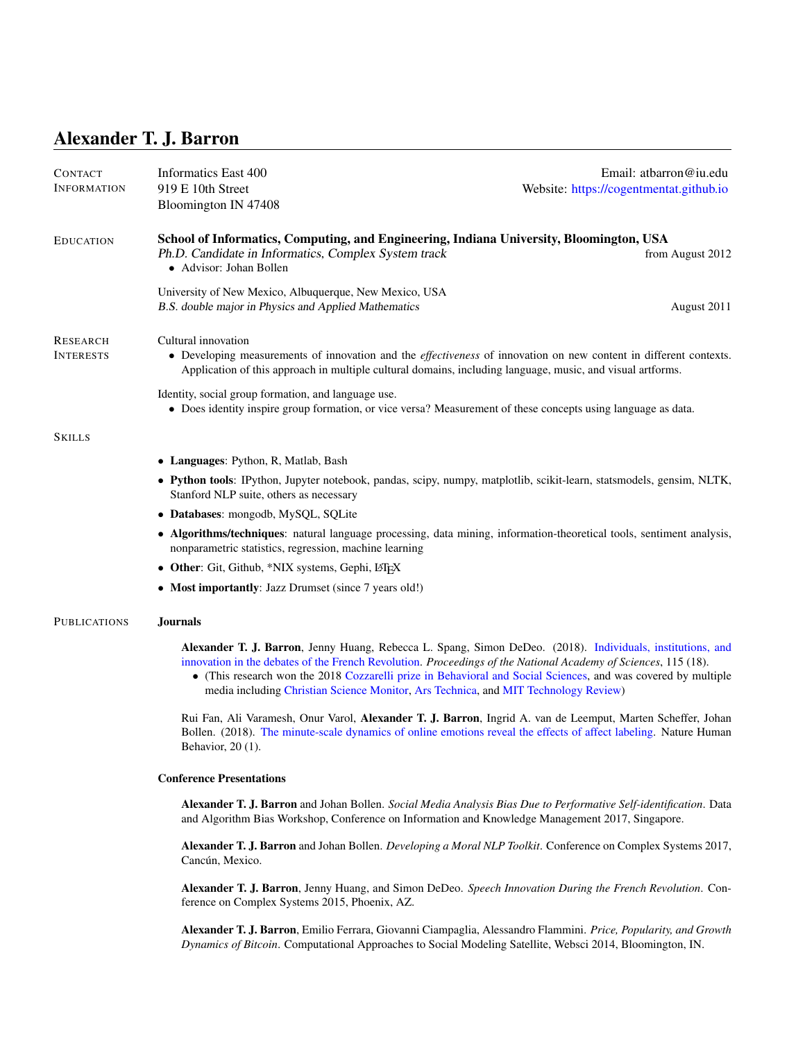# Alexander T. J. Barron

## Contact Information

Informatics East 400
919 E 10th Street
Bloomington IN 47408

Email: atbarron@iu.edu
Website: https://cogentmentat.github.io

## Education

**School of Informatics, Computing, and Engineering, Indiana University, Bloomington, USA**
*Ph.D. Candidate in Informatics, Complex System track* — from August 2012

- Advisor: Johan Bollen

University of New Mexico, Albuquerque, New Mexico, USA
*B.S. double major in Physics and Applied Mathematics* — August 2011

## Research Interests

Cultural innovation

- Developing measurements of innovation and the *effectiveness* of innovation on new content in different contexts. Application of this approach in multiple cultural domains, including language, music, and visual artforms.

Identity, social group formation, and language use.

- Does identity inspire group formation, or vice versa? Measurement of these concepts using language as data.

## Skills

- **Languages**: Python, R, Matlab, Bash
- **Python tools**: IPython, Jupyter notebook, pandas, scipy, numpy, matplotlib, scikit-learn, statsmodels, gensim, NLTK, Stanford NLP suite, others as necessary
- **Databases**: mongodb, MySQL, SQLite
- **Algorithms/techniques**: natural language processing, data mining, information-theoretical tools, sentiment analysis, nonparametric statistics, regression, machine learning
- **Other**: Git, Github, *NIX systems, Gephi, LaTeX
- **Most importantly**: Jazz Drumset (since 7 years old!)

## Publications

### Journals

**Alexander T. J. Barron**, Jenny Huang, Rebecca L. Spang, Simon DeDeo. (2018). Individuals, institutions, and innovation in the debates of the French Revolution. *Proceedings of the National Academy of Sciences*, 115 (18).

- (This research won the 2018 Cozzarelli prize in Behavioral and Social Sciences, and was covered by multiple media including Christian Science Monitor, Ars Technica, and MIT Technology Review)

Rui Fan, Ali Varamesh, Onur Varol, **Alexander T. J. Barron**, Ingrid A. van de Leemput, Marten Scheffer, Johan Bollen. (2018). The minute-scale dynamics of online emotions reveal the effects of affect labeling. Nature Human Behavior, 20 (1).

### Conference Presentations

**Alexander T. J. Barron** and Johan Bollen. *Social Media Analysis Bias Due to Performative Self-identification*. Data and Algorithm Bias Workshop, Conference on Information and Knowledge Management 2017, Singapore.

**Alexander T. J. Barron** and Johan Bollen. *Developing a Moral NLP Toolkit*. Conference on Complex Systems 2017, Cancún, Mexico.

**Alexander T. J. Barron**, Jenny Huang, and Simon DeDeo. *Speech Innovation During the French Revolution*. Conference on Complex Systems 2015, Phoenix, AZ.

**Alexander T. J. Barron**, Emilio Ferrara, Giovanni Ciampaglia, Alessandro Flammini. *Price, Popularity, and Growth Dynamics of Bitcoin*. Computational Approaches to Social Modeling Satellite, Websci 2014, Bloomington, IN.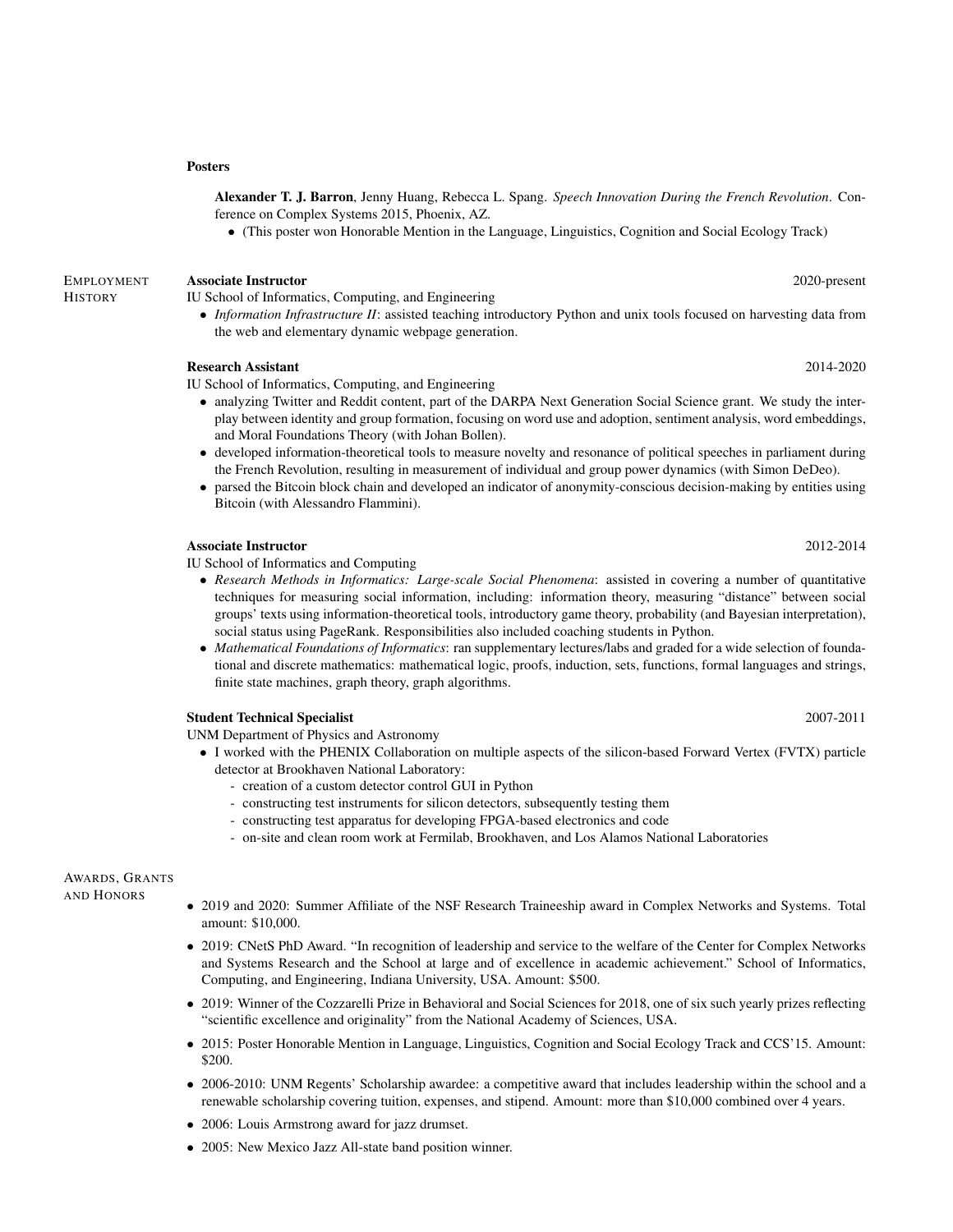### Posters

**Alexander T. J. Barron**, Jenny Huang, Rebecca L. Spang. *Speech Innovation During the French Revolution*. Conference on Complex Systems 2015, Phoenix, AZ.

- (This poster won Honorable Mention in the Language, Linguistics, Cognition and Social Ecology Track)

## Employment History

**Associate Instructor** 2020-present

IU School of Informatics, Computing, and Engineering

- *Information Infrastructure II*: assisted teaching introductory Python and unix tools focused on harvesting data from the web and elementary dynamic webpage generation.

**Research Assistant** 2014-2020

IU School of Informatics, Computing, and Engineering

- analyzing Twitter and Reddit content, part of the DARPA Next Generation Social Science grant. We study the interplay between identity and group formation, focusing on word use and adoption, sentiment analysis, word embeddings, and Moral Foundations Theory (with Johan Bollen).
- developed information-theoretical tools to measure novelty and resonance of political speeches in parliament during the French Revolution, resulting in measurement of individual and group power dynamics (with Simon DeDeo).
- parsed the Bitcoin block chain and developed an indicator of anonymity-conscious decision-making by entities using Bitcoin (with Alessandro Flammini).

**Associate Instructor** 2012-2014

IU School of Informatics and Computing

- *Research Methods in Informatics: Large-scale Social Phenomena*: assisted in covering a number of quantitative techniques for measuring social information, including: information theory, measuring "distance" between social groups' texts using information-theoretical tools, introductory game theory, probability (and Bayesian interpretation), social status using PageRank. Responsibilities also included coaching students in Python.
- *Mathematical Foundations of Informatics*: ran supplementary lectures/labs and graded for a wide selection of foundational and discrete mathematics: mathematical logic, proofs, induction, sets, functions, formal languages and strings, finite state machines, graph theory, graph algorithms.

**Student Technical Specialist** 2007-2011

UNM Department of Physics and Astronomy

- I worked with the PHENIX Collaboration on multiple aspects of the silicon-based Forward Vertex (FVTX) particle detector at Brookhaven National Laboratory:
  - creation of a custom detector control GUI in Python
  - constructing test instruments for silicon detectors, subsequently testing them
  - constructing test apparatus for developing FPGA-based electronics and code
  - on-site and clean room work at Fermilab, Brookhaven, and Los Alamos National Laboratories

## Awards, Grants and Honors

- 2019 and 2020: Summer Affiliate of the NSF Research Traineeship award in Complex Networks and Systems. Total amount: $10,000.
- 2019: CNetS PhD Award. "In recognition of leadership and service to the welfare of the Center for Complex Networks and Systems Research and the School at large and of excellence in academic achievement." School of Informatics, Computing, and Engineering, Indiana University, USA. Amount: $500.
- 2019: Winner of the Cozzarelli Prize in Behavioral and Social Sciences for 2018, one of six such yearly prizes reflecting "scientific excellence and originality" from the National Academy of Sciences, USA.
- 2015: Poster Honorable Mention in Language, Linguistics, Cognition and Social Ecology Track and CCS'15. Amount: $200.
- 2006-2010: UNM Regents' Scholarship awardee: a competitive award that includes leadership within the school and a renewable scholarship covering tuition, expenses, and stipend. Amount: more than $10,000 combined over 4 years.
- 2006: Louis Armstrong award for jazz drumset.
- 2005: New Mexico Jazz All-state band position winner.